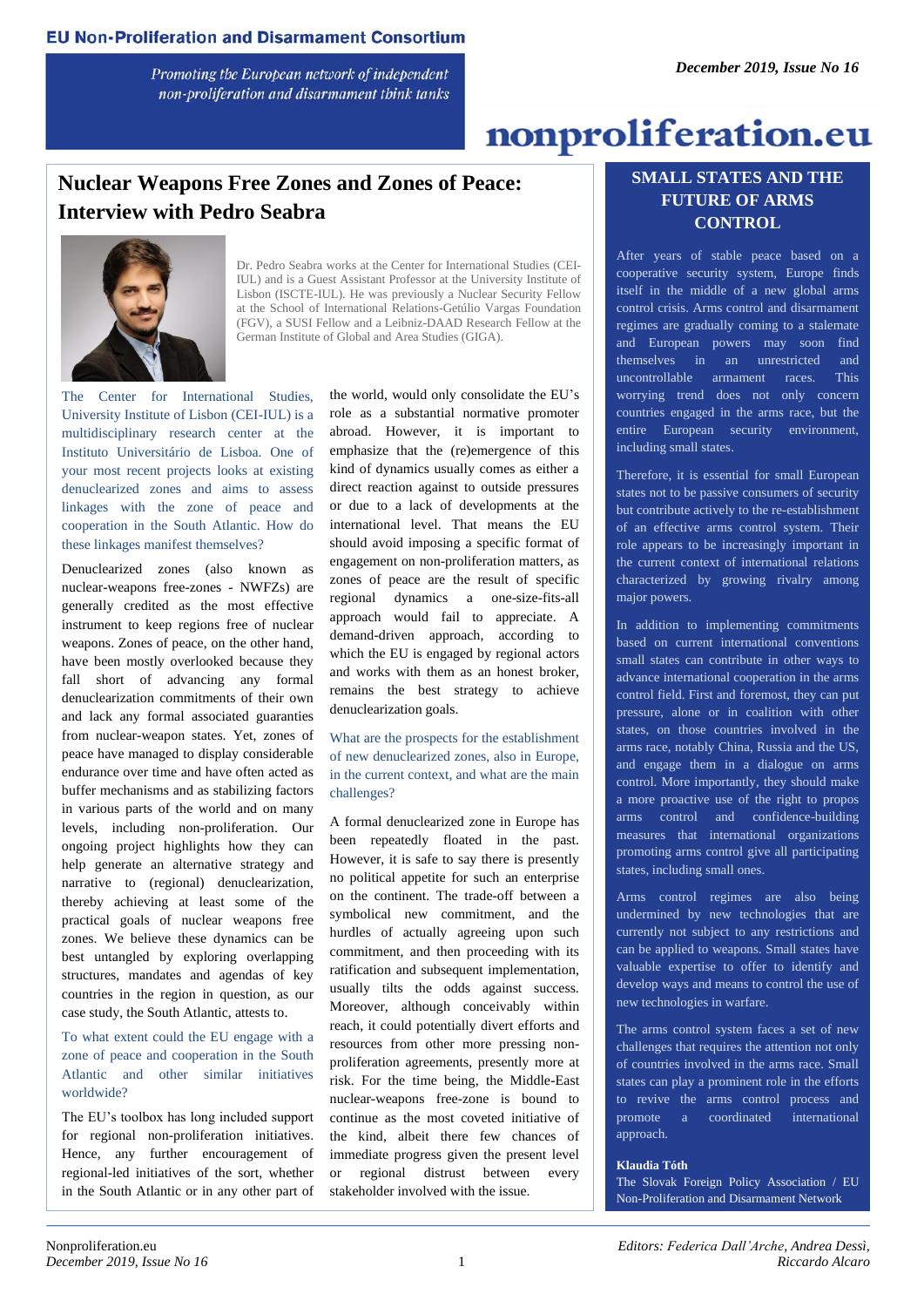# Nuclear Weapons Free Zones and Zones of Peace: Interview with Pedro Seabra

Dr. Pedro Seabra works at the Center for International Studies (CEI-IUL) and is a Guest Assistant Professor at the University Institute of Lisbon (ISCTE-IUL). He was previously a Nuclear Security Fellow at the School of International Relations-Getúlio Vargas Foundation (FGV), a SUSI Fellow and a Leibniz-DAAD Research Fellow at the German Institute of Global and Area Studies (GIGA).

**The Center for International Studies, University Institute of Lisbon (CEI-IUL) is a multidisciplinary research center at the Instituto Universitário de Lisboa. One of your most recent projects looks at existing denuclearized zones and aims to assess linkages with the zone of peace and cooperation in the South Atlantic. How do these linkages manifest themselves?**

Denuclearized zones (also known as nuclear-weapons free-zones - NWFZs) are generally credited as the most effective instrument to keep regions free of nuclear weapons. Zones of peace, on the other hand, have been mostly overlooked because they fall short of advancing any formal denuclearization commitments of their own and lack any formal associated guaranties from nuclear-weapon states. Yet, zones of peace have managed to display considerable endurance over time and have often acted as buffer mechanisms and as stabilizing factors in various parts of the world and on many levels, including non-proliferation. Our ongoing project highlights how they can help generate an alternative strategy and narrative to (regional) denuclearization, thereby achieving at least some of the practical goals of nuclear weapons free zones. We believe these dynamics can be best untangled by exploring overlapping structures, mandates and agendas of key countries in the region in question, as our case study, the South Atlantic, attests to.

**To what extent could the EU engage with a zone of peace and cooperation in the South Atlantic and other similar initiatives worldwide?**

The EU's toolbox has long included support for regional non-proliferation initiatives. Hence, any further encouragement of regional-led initiatives of the sort, whether in the South Atlantic or in any other part of the world, would only consolidate the EU's role as a substantial normative promoter abroad. However, it is important to emphasize that the (re)emergence of this kind of dynamics usually comes as either a direct reaction against to outside pressures or due to a lack of developments at the international level. That means the EU should avoid imposing a specific format of engagement on non-proliferation matters, as zones of peace are the result of specific regional dynamics a one-size-fits-all approach would fail to appreciate. A demand-driven approach, according to which the EU is engaged by regional actors and works with them as an honest broker, remains the best strategy to achieve denuclearization goals.

**What are the prospects for the establishment of new denuclearized zones, also in Europe, in the current context, and what are the main challenges?**

A formal denuclearized zone in Europe has been repeatedly floated in the past. However, it is safe to say there is presently no political appetite for such an enterprise on the continent. The trade-off between a symbolical new commitment, and the hurdles of actually agreeing upon such commitment, and then proceeding with its ratification and subsequent implementation, usually tilts the odds against success. Moreover, although conceivably within reach, it could potentially divert efforts and resources from other more pressing non-proliferation agreements, presently more at risk. For the time being, the Middle-East nuclear-weapons free-zone is bound to continue as the most coveted initiative of the kind, albeit there few chances of immediate progress given the present level or regional distrust between every stakeholder involved with the issue.

## SMALL STATES AND THE FUTURE OF ARMS CONTROL

After years of stable peace based on a cooperative security system, Europe finds itself in the middle of a new global arms control crisis. Arms control and disarmament regimes are gradually coming to a stalemate and European powers may soon find themselves in an unrestricted and uncontrollable armament races. This worrying trend does not only concern countries engaged in the arms race, but the entire European security environment, including small states.

Therefore, it is essential for small European states not to be passive consumers of security but contribute actively to the re-establishment of an effective arms control system. Their role appears to be increasingly important in the current context of international relations characterized by growing rivalry among major powers.

In addition to implementing commitments based on current international conventions small states can contribute in other ways to advance international cooperation in the arms control field. First and foremost, they can put pressure, alone or in coalition with other states, on those countries involved in the arms race, notably China, Russia and the US, and engage them in a dialogue on arms control. More importantly, they should make a more proactive use of the right to propos arms control and confidence-building measures that international organizations promoting arms control give all participating states, including small ones.

Arms control regimes are also being undermined by new technologies that are currently not subject to any restrictions and can be applied to weapons. Small states have valuable expertise to offer to identify and develop ways and means to control the use of new technologies in warfare.

The arms control system faces a set of new challenges that requires the attention not only of countries involved in the arms race. Small states can play a prominent role in the efforts to revive the arms control process and promote a coordinated international approach.

**Klaudia Tóth**
The Slovak Foreign Policy Association / EU Non-Proliferation and Disarmament Network

*Editors: Federica Dall'Arche, Andrea Dessì, Riccardo Alcaro*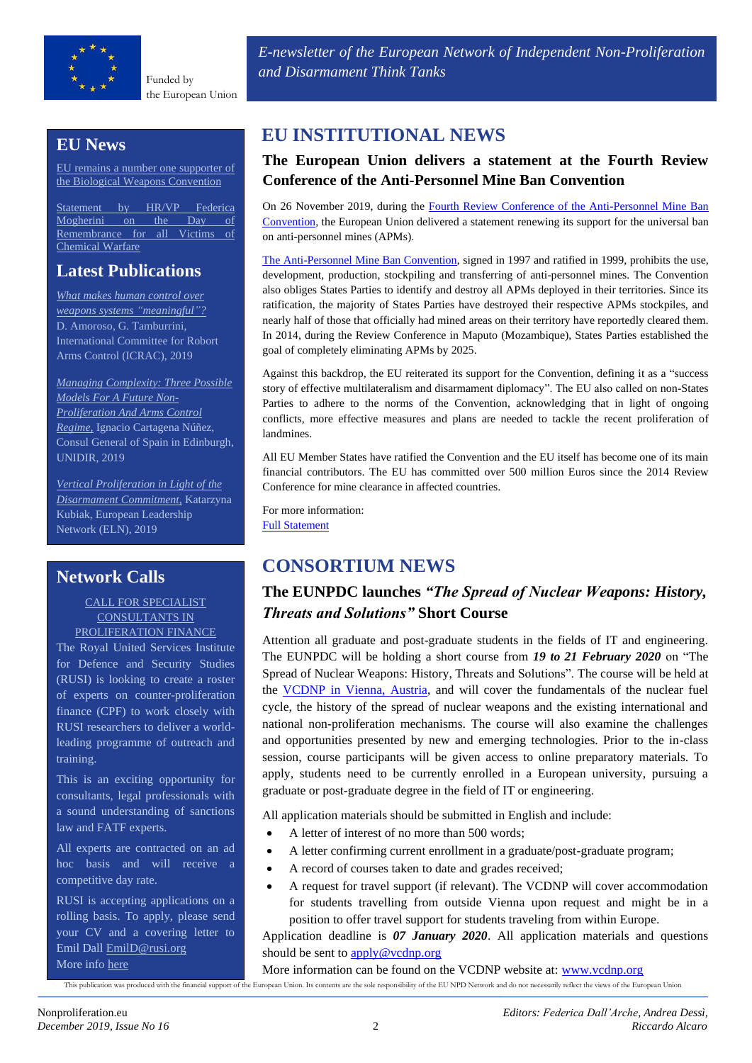*E-newsletter of the European Network of Independent Non-Proliferation and Disarmament Think Tanks*

Funded by the European Union

## EU News

EU remains a number one supporter of the Biological Weapons Convention

Statement by HR/VP Federica Mogherini on the Day of Remembrance for all Victims of Chemical Warfare

## Latest Publications

*What makes human control over weapons systems "meaningful"?* D. Amoroso, G. Tamburrini, International Committee for Robort Arms Control (ICRAC), 2019

*Managing Complexity: Three Possible Models For A Future Non-Proliferation And Arms Control Regime,* Ignacio Cartagena Núñez, Consul General of Spain in Edinburgh, UNIDIR, 2019

*Vertical Proliferation in Light of the Disarmament Commitment,* Katarzyna Kubiak, European Leadership Network (ELN), 2019

## Network Calls

CALL FOR SPECIALIST CONSULTANTS IN PROLIFERATION FINANCE

The Royal United Services Institute for Defence and Security Studies (RUSI) is looking to create a roster of experts on counter-proliferation finance (CPF) to work closely with RUSI researchers to deliver a world-leading programme of outreach and training.

This is an exciting opportunity for consultants, legal professionals with a sound understanding of sanctions law and FATF experts.

All experts are contracted on an ad hoc basis and will receive a competitive day rate.

RUSI is accepting applications on a rolling basis. To apply, please send your CV and a covering letter to Emil Dall EmilD@rusi.org

More info here

# EU INSTITUTIONAL NEWS

## The European Union delivers a statement at the Fourth Review Conference of the Anti-Personnel Mine Ban Convention

On 26 November 2019, during the Fourth Review Conference of the Anti-Personnel Mine Ban Convention, the European Union delivered a statement renewing its support for the universal ban on anti-personnel mines (APMs).

The Anti-Personnel Mine Ban Convention, signed in 1997 and ratified in 1999, prohibits the use, development, production, stockpiling and transferring of anti-personnel mines. The Convention also obliges States Parties to identify and destroy all APMs deployed in their territories. Since its ratification, the majority of States Parties have destroyed their respective APMs stockpiles, and nearly half of those that officially had mined areas on their territory have reportedly cleared them. In 2014, during the Review Conference in Maputo (Mozambique), States Parties established the goal of completely eliminating APMs by 2025.

Against this backdrop, the EU reiterated its support for the Convention, defining it as a "success story of effective multilateralism and disarmament diplomacy". The EU also called on non-States Parties to adhere to the norms of the Convention, acknowledging that in light of ongoing conflicts, more effective measures and plans are needed to tackle the recent proliferation of landmines.

All EU Member States have ratified the Convention and the EU itself has become one of its main financial contributors. The EU has committed over 500 million Euros since the 2014 Review Conference for mine clearance in affected countries.

For more information:
Full Statement

# CONSORTIUM NEWS

## The EUNPDC launches *"The Spread of Nuclear Weapons: History, Threats and Solutions"* Short Course

Attention all graduate and post-graduate students in the fields of IT and engineering. The EUNPDC will be holding a short course from ***19 to 21 February 2020*** on "The Spread of Nuclear Weapons: History, Threats and Solutions". The course will be held at the VCDNP in Vienna, Austria, and will cover the fundamentals of the nuclear fuel cycle, the history of the spread of nuclear weapons and the existing international and national non-proliferation mechanisms. The course will also examine the challenges and opportunities presented by new and emerging technologies. Prior to the in-class session, course participants will be given access to online preparatory materials. To apply, students need to be currently enrolled in a European university, pursuing a graduate or post-graduate degree in the field of IT or engineering.

All application materials should be submitted in English and include:

- A letter of interest of no more than 500 words;
- A letter confirming current enrollment in a graduate/post-graduate program;
- A record of courses taken to date and grades received;
- A request for travel support (if relevant). The VCDNP will cover accommodation for students travelling from outside Vienna upon request and might be in a position to offer travel support for students traveling from within Europe.

Application deadline is ***07 January 2020***. All application materials and questions should be sent to apply@vcdnp.org

More information can be found on the VCDNP website at: www.vcdnp.org

This publication was produced with the financial support of the European Union. Its contents are the sole responsibility of the EU NPD Network and do not necessarily reflect the views of the European Union

Nonproliferation.eu
*December 2019, Issue No 16*

*Editors: Federica Dall'Arche, Andrea Dessì, Riccardo Alcaro*